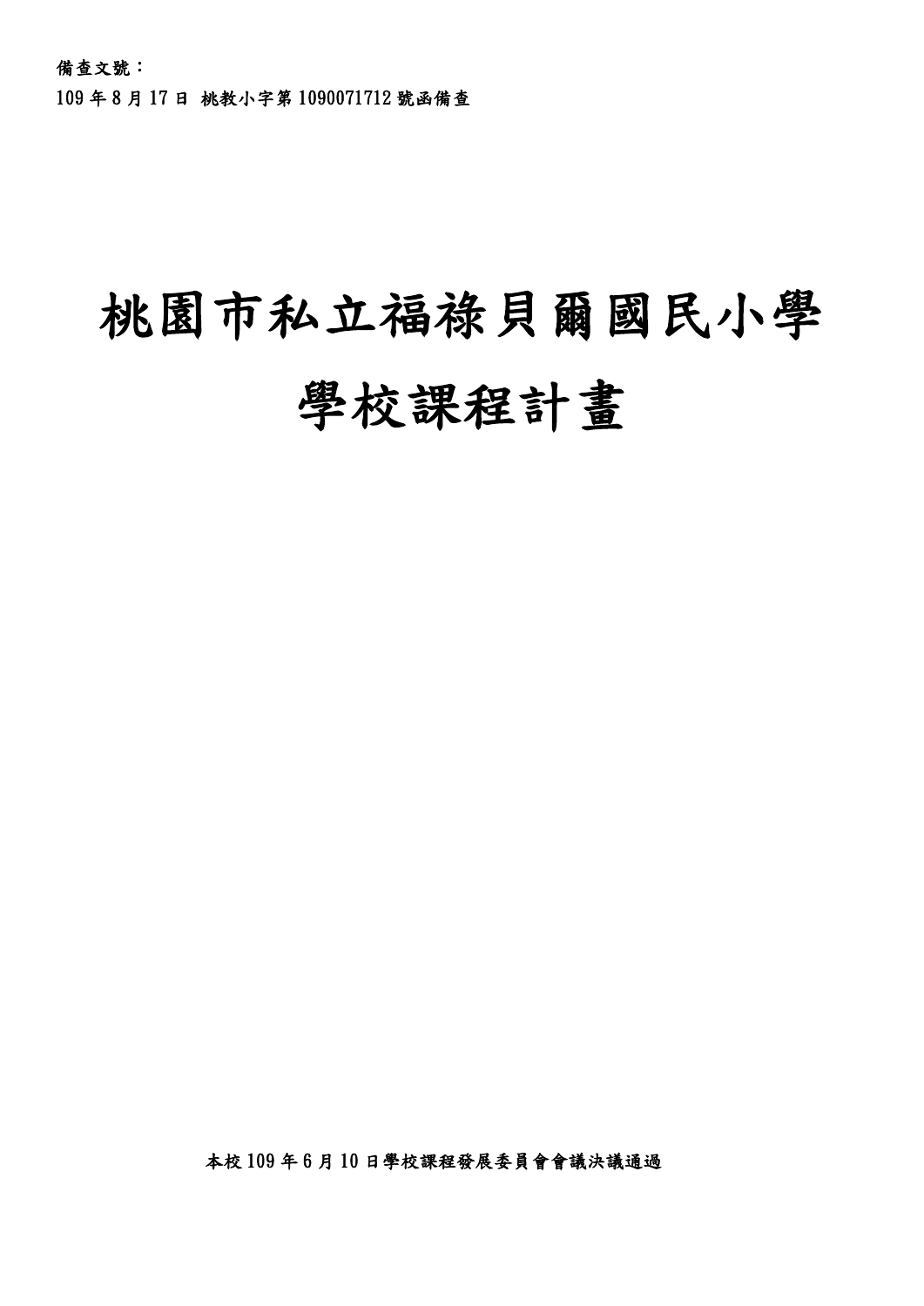備查文號：

109 年 8 月 17 日 桃教小字第 1090071712 號函備查

# 桃園市私立福祿貝爾國民小學

# 學校課程計畫

本校 109 年 6 月 10 日學校課程發展委員會會議決議通過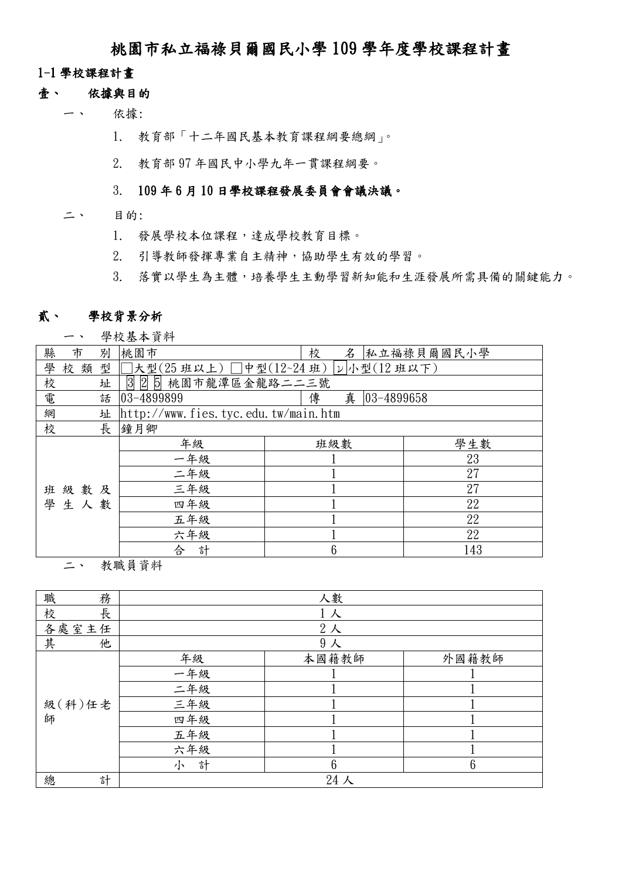# 桃園市私立福祿貝爾國民小學 109 學年度學校課程計畫

## 1-1 學校課程計畫

### 壹、 依據與目的

一、 依據:

1. 教育部「十二年國民基本教育課程綱要總綱」。
2. 教育部 97 年國民中小學九年一貫課程綱要。
3. **109 年 6 月 10 日學校課程發展委員會會議決議。**

二、 目的:

1. 發展學校本位課程，達成學校教育目標。
2. 引導教師發揮專業自主精神，協助學生有效的學習。
3. 落實以學生為主體，培養學生主動學習新知能和生涯發展所需具備的關鍵能力。

### 貳、 學校背景分析

一、 學校基本資料

| 縣市別 | 桃園市 | | 校名 | 私立福祿貝爾國民小學 |
|---|---|---|---|---|
| 學校類型 | □大型(25 班以上) □中型(12~24 班) ☑小型(12 班以下) | | | |
| 校址 | 325 桃園市龍潭區金龍路二二三號 | | | |
| 電話 | 03-4899899 | | 傳真 | 03-4899658 |
| 網址 | http://www.fies.tyc.edu.tw/main.htm | | | |
| 校長 | 鐘月卿 | | | |
| 班級數及學生人數 | 年級 | 班級數 | | 學生數 |
| | 一年級 | 1 | | 23 |
| | 二年級 | 1 | | 27 |
| | 三年級 | 1 | | 27 |
| | 四年級 | 1 | | 22 |
| | 五年級 | 1 | | 22 |
| | 六年級 | 1 | | 22 |
| | 合計 | 6 | | 143 |

二、 教職員資料

| 職務 | 人數 | | |
|---|---|---|---|
| 校長 | 1 人 | | |
| 各處室主任 | 2 人 | | |
| 其他 | 9 人 | | |
| 級(科)任老師 | 年級 | 本國籍教師 | 外國籍教師 |
| | 一年級 | 1 | 1 |
| | 二年級 | 1 | 1 |
| | 三年級 | 1 | 1 |
| | 四年級 | 1 | 1 |
| | 五年級 | 1 | 1 |
| | 六年級 | 1 | 1 |
| | 小計 | 6 | 6 |
| 總計 | 24 人 | | |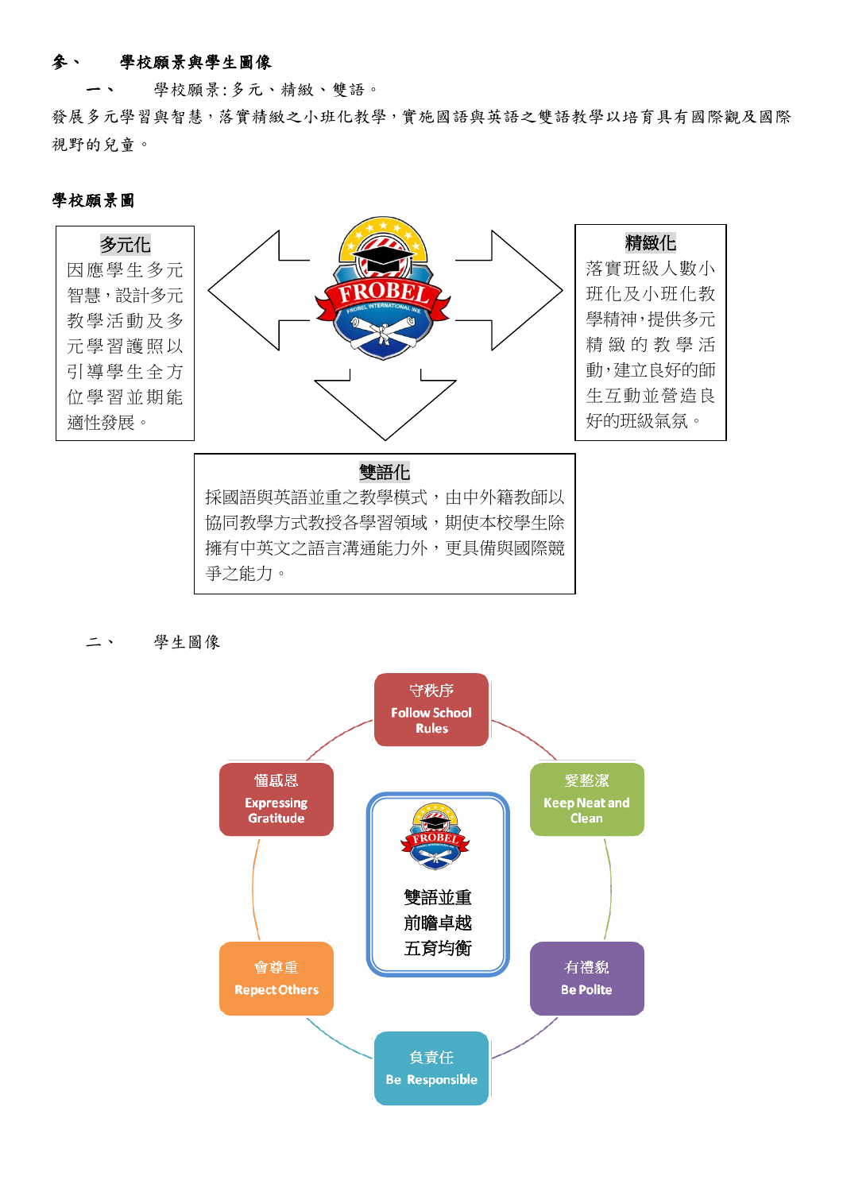## 參、 學校願景與學生圖像

### 一、 學校願景:多元、精緻、雙語。

發展多元學習與智慧，落實精緻之小班化教學，實施國語與英語之雙語教學以培育具有國際觀及國際視野的兒童。

**學校願景圖**

**多元化**

因應學生多元智慧，設計多元教學活動及多元學習護照以引導學生全方位學習並期能適性發展。

**精緻化**

落實班級人數小班化及小班化教學精神，提供多元精緻的教學活動，建立良好的師生互動並營造良好的班級氣氛。

**雙語化**

採國語與英語並重之教學模式，由中外籍教師以協同教學方式教授各學習領域，期使本校學生除擁有中英文之語言溝通能力外，更具備與國際競爭之能力。

### 二、 學生圖像

雙語並重
前瞻卓越
五育均衡

- 守秩序 Follow School Rules
- 愛整潔 Keep Neat and Clean
- 有禮貌 Be Polite
- 負責任 Be Responsible
- 會尊重 Repect Others
- 懂感恩 Expressing Gratitude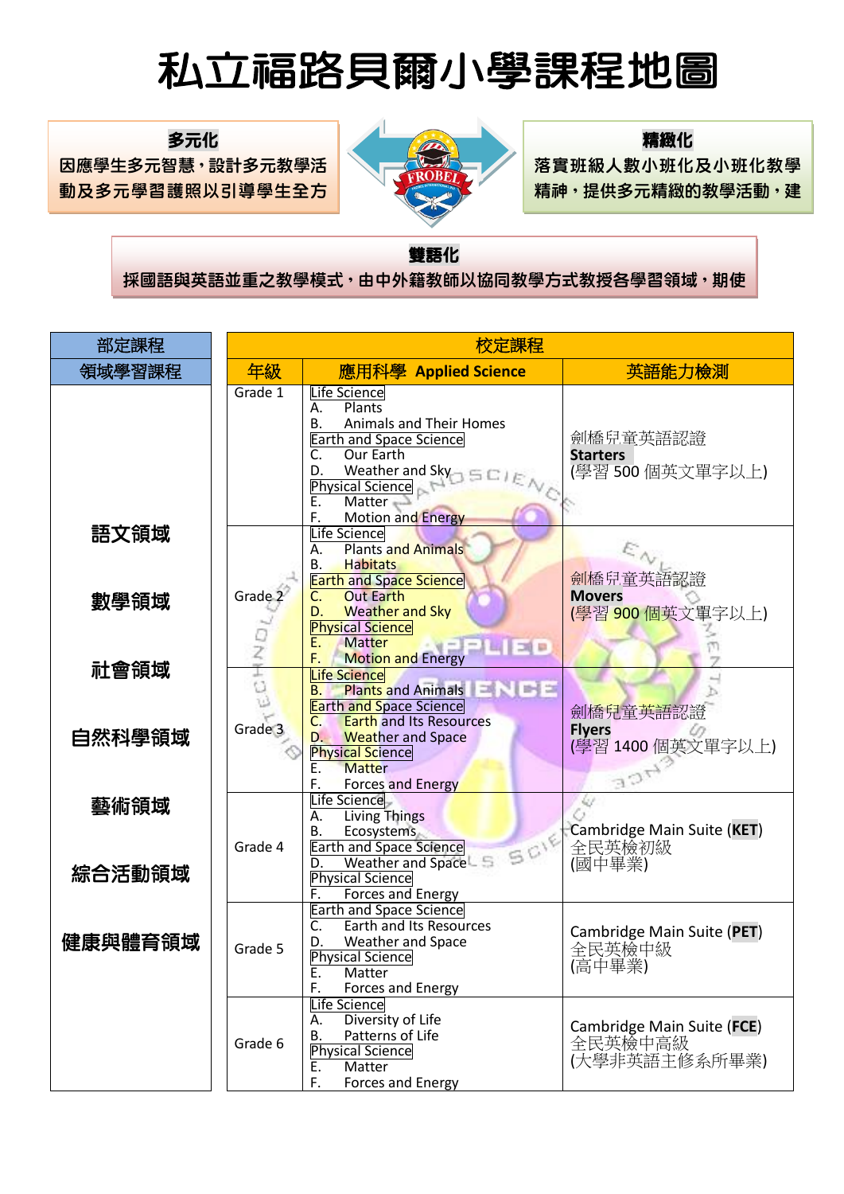# 私立福路貝爾小學課程地圖

**多元化**

因應學生多元智慧，設計多元教學活動及多元學習護照以引導學生全方

**精緻化**

落實班級人數小班化及小班化教學精神，提供多元精緻的教學活動，建

**雙語化**

採國語與英語並重之教學模式，由中外籍教師以協同教學方式教授各學習領域，期使

| 部定課程 | 校定課程 | | |
|---|---|---|---|
| 領域學習課程 | 年級 | 應用科學 Applied Science | 英語能力檢測 |
| 語文領域<br>數學領域<br>社會領域<br>自然科學領域<br>藝術領域<br>綜合活動領域<br>健康與體育領域 | Grade 1 | Life Science<br>A. Plants<br>B. Animals and Their Homes<br>Earth and Space Science<br>C. Our Earth<br>D. Weather and Sky<br>Physical Science<br>E. Matter<br>F. Motion and Energy | 劍橋兒童英語認證<br>**Starters**<br>(學習 500 個英文單字以上) |
| | Grade 2 | Life Science<br>A. Plants and Animals<br>B. Habitats<br>Earth and Space Science<br>C. Out Earth<br>D. Weather and Sky<br>Physical Science<br>E. Matter<br>F. Motion and Energy | 劍橋兒童英語認證<br>**Movers**<br>(學習 900 個英文單字以上) |
| | Grade 3 | Life Science<br>B. Plants and Animals<br>Earth and Space Science<br>C. Earth and Its Resources<br>D. Weather and Space<br>Physical Science<br>E. Matter<br>F. Forces and Energy | 劍橋兒童英語認證<br>**Flyers**<br>(學習 1400 個英文單字以上) |
| | Grade 4 | Life Science<br>A. Living Things<br>B. Ecosystems<br>Earth and Space Science<br>D. Weather and Space<br>Physical Science<br>F. Forces and Energy | Cambridge Main Suite (**KET**)<br>全民英檢初級<br>(國中畢業) |
| | Grade 5 | Earth and Space Science<br>C. Earth and Its Resources<br>D. Weather and Space<br>Physical Science<br>E. Matter<br>F. Forces and Energy | Cambridge Main Suite (**PET**)<br>全民英檢中級<br>(高中畢業) |
| | Grade 6 | Life Science<br>A. Diversity of Life<br>B. Patterns of Life<br>Physical Science<br>E. Matter<br>F. Forces and Energy | Cambridge Main Suite (**FCE**)<br>全民英檢中高級<br>(大學非英語主修系所畢業) |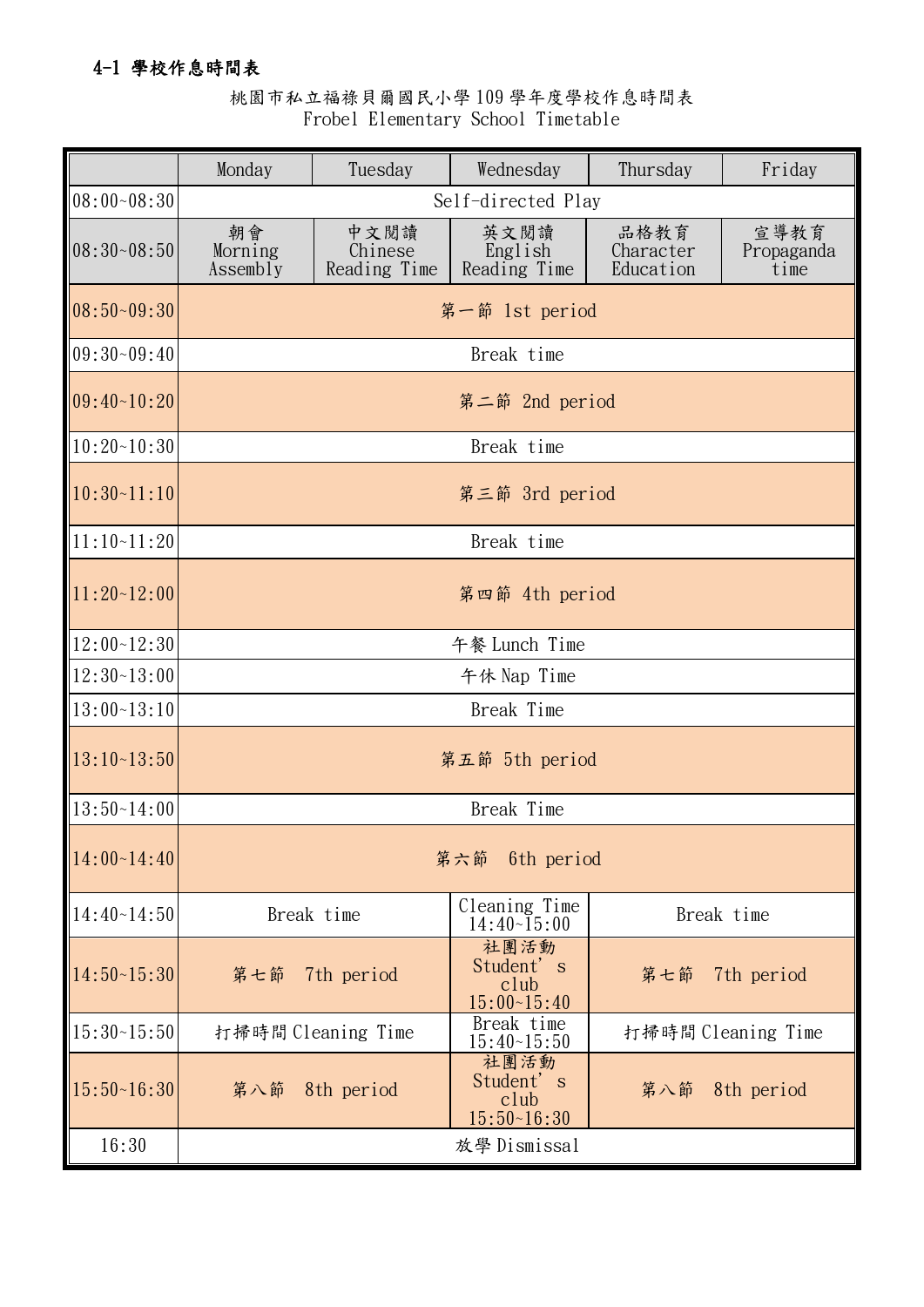### 4-1 學校作息時間表

桃園市私立福祿貝爾國民小學 109 學年度學校作息時間表
Frobel Elementary School Timetable

| | Monday | Tuesday | Wednesday | Thursday | Friday |
|---|---|---|---|---|---|
| 08:00~08:30 | Self-directed Play | | | | |
| 08:30~08:50 | 朝會 Morning Assembly | 中文閱讀 Chinese Reading Time | 英文閱讀 English Reading Time | 品格教育 Character Education | 宣導教育 Propaganda time |
| 08:50~09:30 | 第一節 1st period | | | | |
| 09:30~09:40 | Break time | | | | |
| 09:40~10:20 | 第二節 2nd period | | | | |
| 10:20~10:30 | Break time | | | | |
| 10:30~11:10 | 第三節 3rd period | | | | |
| 11:10~11:20 | Break time | | | | |
| 11:20~12:00 | 第四節 4th period | | | | |
| 12:00~12:30 | 午餐 Lunch Time | | | | |
| 12:30~13:00 | 午休 Nap Time | | | | |
| 13:00~13:10 | Break Time | | | | |
| 13:10~13:50 | 第五節 5th period | | | | |
| 13:50~14:00 | Break Time | | | | |
| 14:00~14:40 | 第六節 6th period | | | | |
| 14:40~14:50 | Break time | | Cleaning Time 14:40~15:00 | Break time | |
| 14:50~15:30 | 第七節 7th period | | 社團活動 Student's club 15:00~15:40 | 第七節 7th period | |
| 15:30~15:50 | 打掃時間 Cleaning Time | | Break time 15:40~15:50 | 打掃時間 Cleaning Time | |
| 15:50~16:30 | 第八節 8th period | | 社團活動 Student's club 15:50~16:30 | 第八節 8th period | |
| 16:30 | 放學 Dismissal | | | | |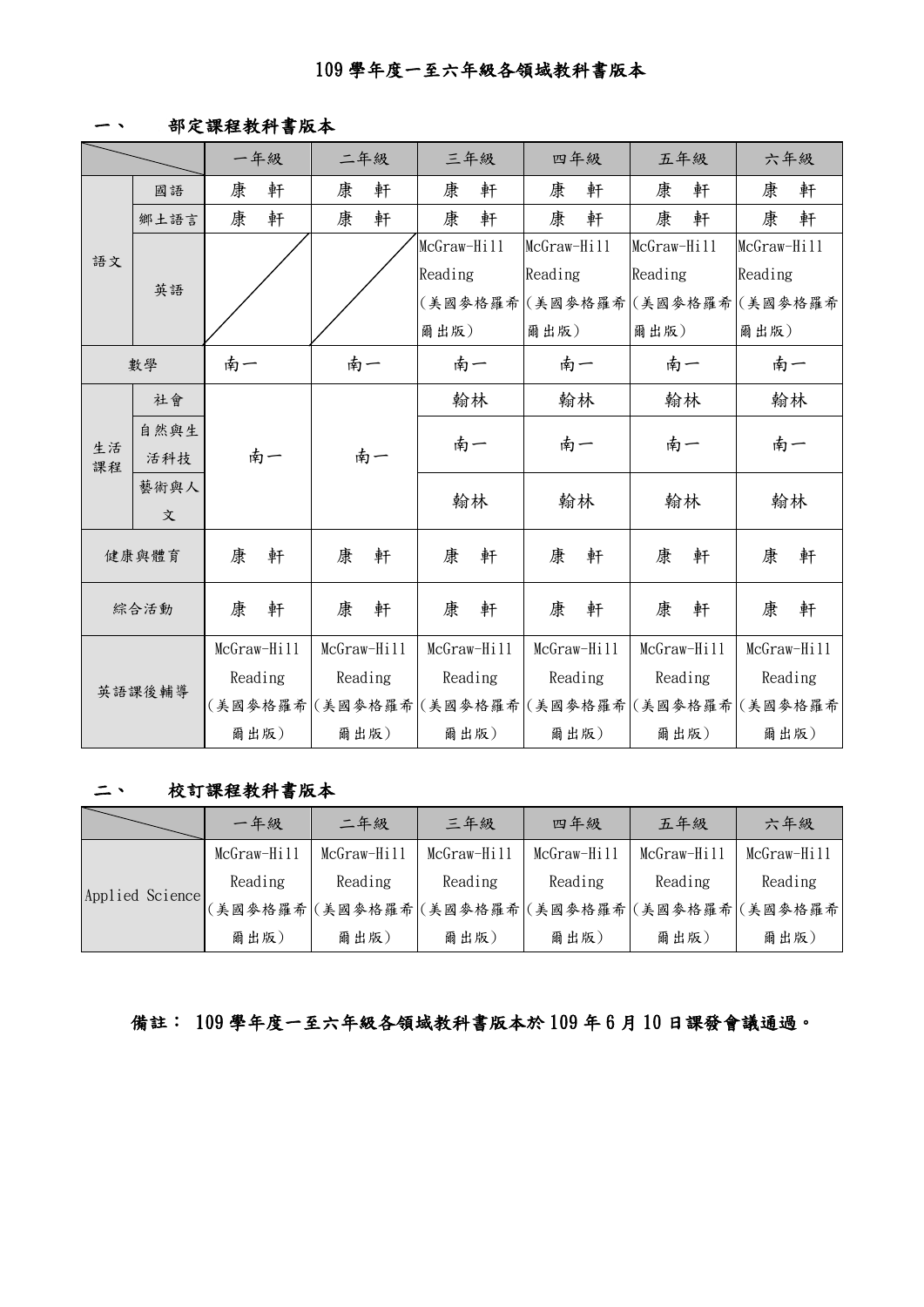# 109 學年度一至六年級各領域教科書版本

## 一、 部定課程教科書版本

| | | 一年級 | 二年級 | 三年級 | 四年級 | 五年級 | 六年級 |
|---|---|---|---|---|---|---|---|
| 語文 | 國語 | 康 軒 | 康 軒 | 康 軒 | 康 軒 | 康 軒 | 康 軒 |
| | 鄉土語言 | 康 軒 | 康 軒 | 康 軒 | 康 軒 | 康 軒 | 康 軒 |
| | 英語 | | | McGraw-Hill Reading (美國麥格羅希爾出版) | McGraw-Hill Reading (美國麥格羅希爾出版) | McGraw-Hill Reading (美國麥格羅希爾出版) | McGraw-Hill Reading (美國麥格羅希爾出版) |
| 數學 | | 南一 | 南一 | 南一 | 南一 | 南一 | 南一 |
| 生活課程 | 社會 | 南一 | 南一 | 翰林 | 翰林 | 翰林 | 翰林 |
| | 自然與生活科技 | | | 南一 | 南一 | 南一 | 南一 |
| | 藝術與人文 | | | 翰林 | 翰林 | 翰林 | 翰林 |
| 健康與體育 | | 康 軒 | 康 軒 | 康 軒 | 康 軒 | 康 軒 | 康 軒 |
| 綜合活動 | | 康 軒 | 康 軒 | 康 軒 | 康 軒 | 康 軒 | 康 軒 |
| 英語課後輔導 | | McGraw-Hill Reading (美國麥格羅希爾出版) | McGraw-Hill Reading (美國麥格羅希爾出版) | McGraw-Hill Reading (美國麥格羅希爾出版) | McGraw-Hill Reading (美國麥格羅希爾出版) | McGraw-Hill Reading (美國麥格羅希爾出版) | McGraw-Hill Reading (美國麥格羅希爾出版) |

## 二、 校訂課程教科書版本

| | 一年級 | 二年級 | 三年級 | 四年級 | 五年級 | 六年級 |
|---|---|---|---|---|---|---|
| Applied Science | McGraw-Hill Reading (美國麥格羅希爾出版) | McGraw-Hill Reading (美國麥格羅希爾出版) | McGraw-Hill Reading (美國麥格羅希爾出版) | McGraw-Hill Reading (美國麥格羅希爾出版) | McGraw-Hill Reading (美國麥格羅希爾出版) | McGraw-Hill Reading (美國麥格羅希爾出版) |

**備註： 109 學年度一至六年級各領域教科書版本於 109 年 6 月 10 日課發會議通過。**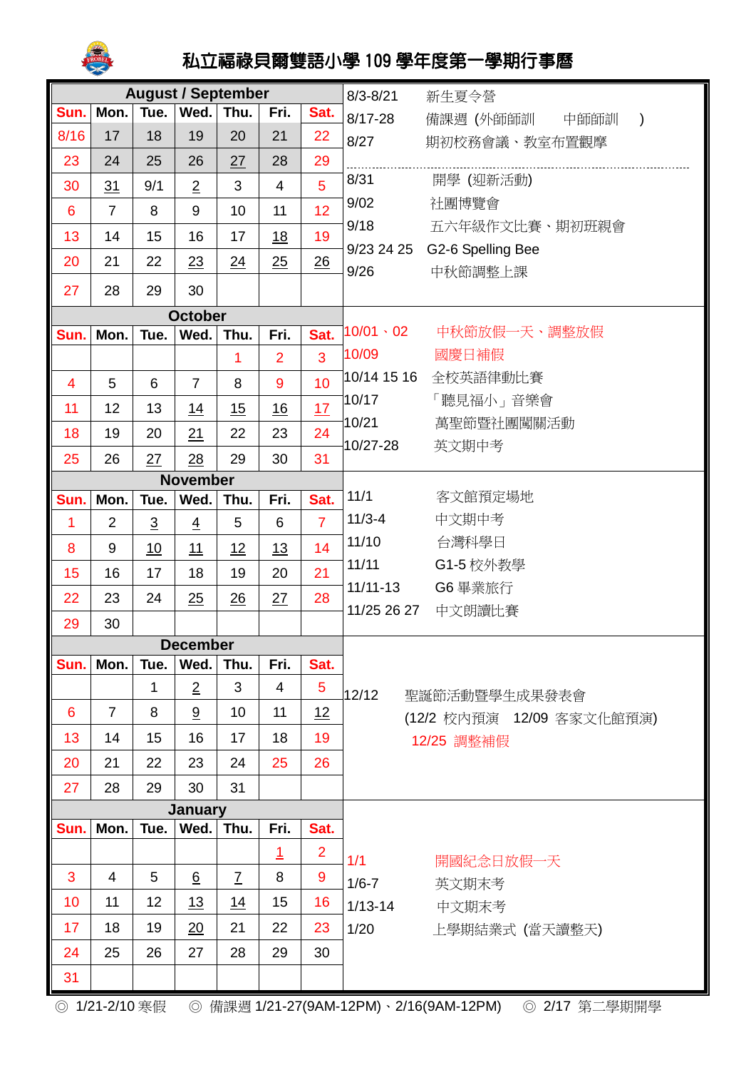# 私立福祿貝爾雙語小學 109 學年度第一學期行事曆

**August / September**

| Sun. | Mon. | Tue. | Wed. | Thu. | Fri. | Sat. |
|---|---|---|---|---|---|---|
| 8/16 | 17 | 18 | 19 | 20 | 21 | 22 |
| 23 | 24 | 25 | 26 | 27 | 28 | 29 |
| 30 | 31 | 9/1 | 2 | 3 | 4 | 5 |
| 6 | 7 | 8 | 9 | 10 | 11 | 12 |
| 13 | 14 | 15 | 16 | 17 | 18 | 19 |
| 20 | 21 | 22 | 23 | 24 | 25 | 26 |
| 27 | 28 | 29 | 30 | | | |

- 8/3-8/21 新生夏令營
- 8/17-28 備課週 (外師師訓 中師師訓 )
- 8/27 期初校務會議、教室布置觀摩
- 8/31 開學 (迎新活動)
- 9/02 社團博覽會
- 9/18 五六年級作文比賽、期初班親會
- 9/23 24 25 G2-6 Spelling Bee
- 9/26 中秋節調整上課

**October**

| Sun. | Mon. | Tue. | Wed. | Thu. | Fri. | Sat. |
|---|---|---|---|---|---|---|
| | | | | 1 | 2 | 3 |
| 4 | 5 | 6 | 7 | 8 | 9 | 10 |
| 11 | 12 | 13 | 14 | 15 | 16 | 17 |
| 18 | 19 | 20 | 21 | 22 | 23 | 24 |
| 25 | 26 | 27 | 28 | 29 | 30 | 31 |

- 10/01、02 中秋節放假一天、調整放假
- 10/09 國慶日補假
- 10/14 15 16 全校英語律動比賽
- 10/17 「聽見福小」音樂會
- 10/21 萬聖節暨社團闖關活動
- 10/27-28 英文期中考

**November**

| Sun. | Mon. | Tue. | Wed. | Thu. | Fri. | Sat. |
|---|---|---|---|---|---|---|
| 1 | 2 | 3 | 4 | 5 | 6 | 7 |
| 8 | 9 | 10 | 11 | 12 | 13 | 14 |
| 15 | 16 | 17 | 18 | 19 | 20 | 21 |
| 22 | 23 | 24 | 25 | 26 | 27 | 28 |
| 29 | 30 | | | | | |

- 11/1 客文館預定場地
- 11/3-4 中文期中考
- 11/10 台灣科學日
- 11/11 G1-5 校外教學
- 11/11-13 G6 畢業旅行
- 11/25 26 27 中文朗讀比賽

**December**

| Sun. | Mon. | Tue. | Wed. | Thu. | Fri. | Sat. |
|---|---|---|---|---|---|---|
| | | 1 | 2 | 3 | 4 | 5 |
| 6 | 7 | 8 | 9 | 10 | 11 | 12 |
| 13 | 14 | 15 | 16 | 17 | 18 | 19 |
| 20 | 21 | 22 | 23 | 24 | 25 | 26 |
| 27 | 28 | 29 | 30 | 31 | | |

- 12/12 聖誕節活動暨學生成果發表會 (12/2 校內預演 12/09 客家文化館預演)
- 12/25 調整補假

**January**

| Sun. | Mon. | Tue. | Wed. | Thu. | Fri. | Sat. |
|---|---|---|---|---|---|---|
| | | | | | 1 | 2 |
| 3 | 4 | 5 | 6 | 7 | 8 | 9 |
| 10 | 11 | 12 | 13 | 14 | 15 | 16 |
| 17 | 18 | 19 | 20 | 21 | 22 | 23 |
| 24 | 25 | 26 | 27 | 28 | 29 | 30 |
| 31 | | | | | | |

- 1/1 開國紀念日放假一天
- 1/6-7 英文期末考
- 1/13-14 中文期末考
- 1/20 上學期結業式 (當天讀整天)

◎ 1/21-2/10 寒假 ◎ 備課週 1/21-27(9AM-12PM)、2/16(9AM-12PM) ◎ 2/17 第二學期開學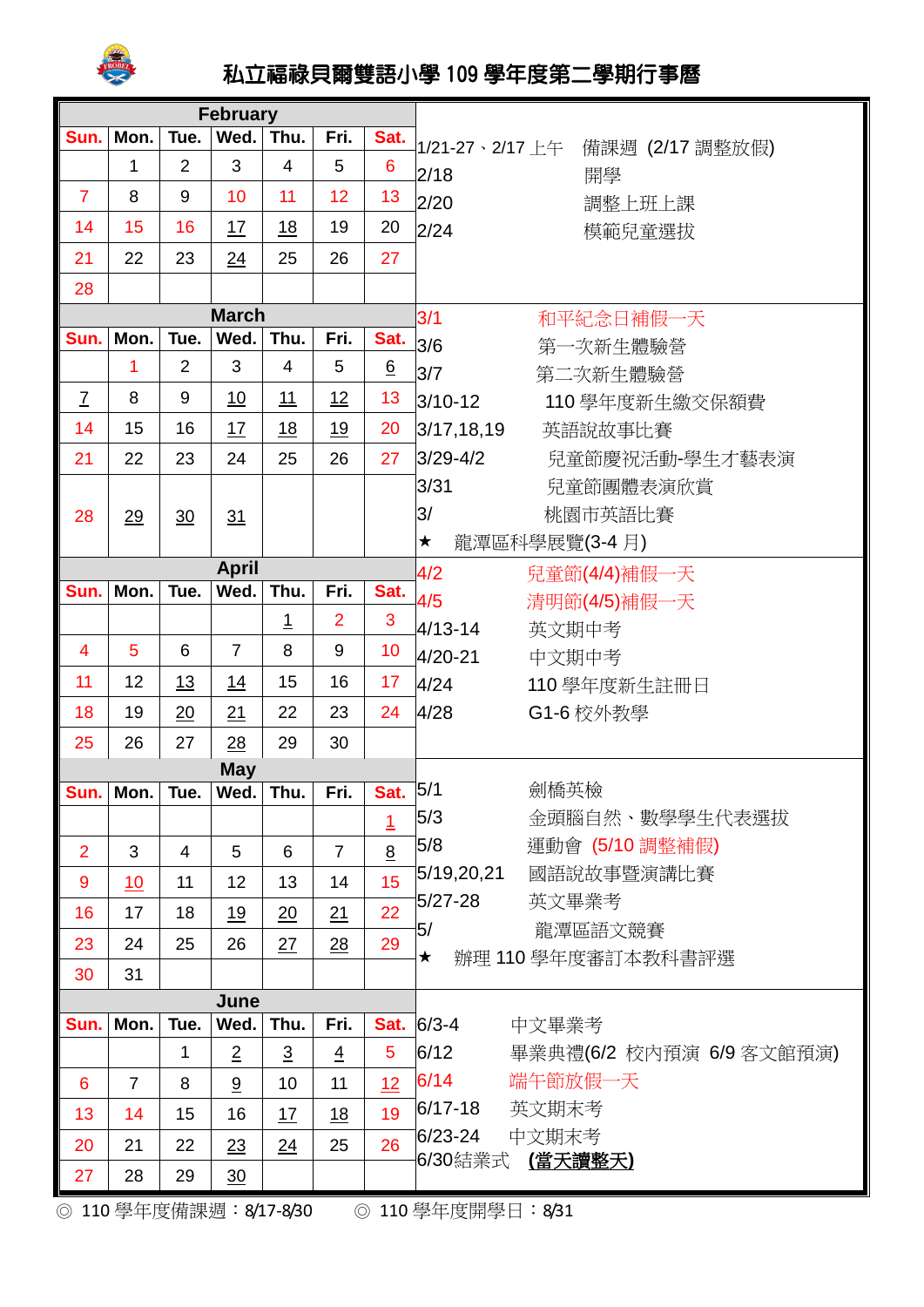# 私立福祿貝爾雙語小學 109 學年度第二學期行事曆

| Sun. | Mon. | Tue. | Wed. | Thu. | Fri. | Sat. | 行事 |
|---|---|---|---|---|---|---|---|
| **February** | | | | | | | |
| | 1 | 2 | 3 | 4 | 5 | 6 | 1/21-27、2/17 上午　備課週 (2/17 調整放假) |
| 7 | 8 | 9 | 10 | 11 | 12 | 13 | 2/18　開學 |
| 14 | 15 | 16 | 17 | 18 | 19 | 20 | 2/20　調整上班上課 |
| 21 | 22 | 23 | 24 | 25 | 26 | 27 | 2/24　模範兒童選拔 |
| 28 | | | | | | | |
| **March** | | | | | | | |
| | 1 | 2 | 3 | 4 | 5 | 6 | 3/1　和平紀念日補假一天 |
| 7 | 8 | 9 | 10 | 11 | 12 | 13 | 3/6　第一次新生體驗營 |
| 14 | 15 | 16 | 17 | 18 | 19 | 20 | 3/7　第二次新生體驗營 |
| 21 | 22 | 23 | 24 | 25 | 26 | 27 | 3/10-12　110 學年度新生繳交保額費 |
| 28 | 29 | 30 | 31 | | | | 3/17,18,19　英語說故事比賽 |
| | | | | | | | 3/29-4/2　兒童節慶祝活動-學生才藝表演 |
| | | | | | | | 3/31　兒童節團體表演欣賞 |
| | | | | | | | 3/　桃園市英語比賽 |
| | | | | | | | ★　龍潭區科學展覽(3-4 月) |
| **April** | | | | | | | |
| | | | | 1 | 2 | 3 | 4/2　兒童節(4/4)補假一天 |
| 4 | 5 | 6 | 7 | 8 | 9 | 10 | 4/5　清明節(4/5)補假一天 |
| 11 | 12 | 13 | 14 | 15 | 16 | 17 | 4/13-14　英文期中考 |
| 18 | 19 | 20 | 21 | 22 | 23 | 24 | 4/20-21　中文期中考 |
| 25 | 26 | 27 | 28 | 29 | 30 | | 4/24　110 學年度新生註冊日 |
| | | | | | | | 4/28　G1-6 校外教學 |
| **May** | | | | | | | |
| | | | | | | 1 | 5/1　劍橋英檢 |
| 2 | 3 | 4 | 5 | 6 | 7 | 8 | 5/3　金頭腦自然、數學學生代表選拔 |
| 9 | 10 | 11 | 12 | 13 | 14 | 15 | 5/8　運動會 (5/10 調整補假) |
| 16 | 17 | 18 | 19 | 20 | 21 | 22 | 5/19,20,21　國語說故事暨演講比賽 |
| 23 | 24 | 25 | 26 | 27 | 28 | 29 | 5/27-28　英文畢業考 |
| 30 | 31 | | | | | | 5/　龍潭區語文競賽 |
| | | | | | | | ★　辦理 110 學年度審訂本教科書評選 |
| **June** | | | | | | | |
| | | 1 | 2 | 3 | 4 | 5 | 6/3-4　中文畢業考 |
| 6 | 7 | 8 | 9 | 10 | 11 | 12 | 6/12　畢業典禮(6/2 校內預演 6/9 客文館預演) |
| 13 | 14 | 15 | 16 | 17 | 18 | 19 | 6/14　端午節放假一天 |
| 20 | 21 | 22 | 23 | 24 | 25 | 26 | 6/17-18　英文期末考 |
| 27 | 28 | 29 | 30 | | | | 6/23-24　中文期末考 |
| | | | | | | | 6/30結業式　**(當天讀整天)** |

◎ 110 學年度備課週：8/17-8/30　　◎ 110 學年度開學日：8/31